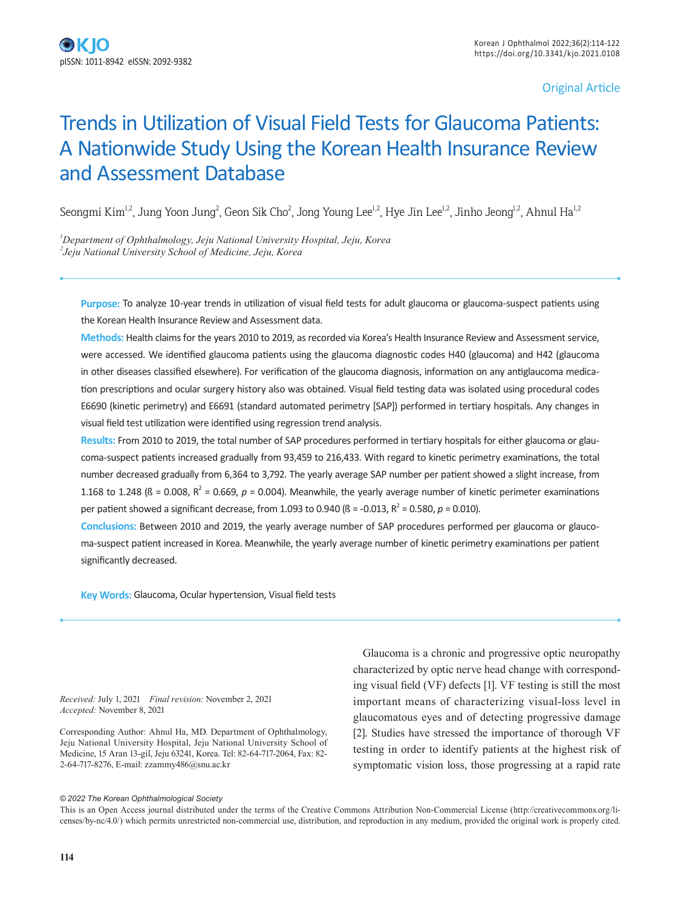Original Article

# Trends in Utilization of Visual Field Tests for Glaucoma Patients: A Nationwide Study Using the Korean Health Insurance Review and Assessment Database

Seongmi Kim[1,2], Jung Yoon Jung[2], Geon Sik Cho[2], Jong Young Lee[1,2], Hye Jin Lee[1,2], Jinho Jeong[1,2], Ahnul Ha[1,2]

[1]*Department of Ophthalmology, Jeju National University Hospital, Jeju, Korea*
[2]*Jeju National University School of Medicine, Jeju, Korea*

**Purpose:** To analyze 10-year trends in utilization of visual field tests for adult glaucoma or glaucoma-suspect patients using the Korean Health Insurance Review and Assessment data.

**Methods:** Health claims for the years 2010 to 2019, as recorded via Korea's Health Insurance Review and Assessment service, were accessed. We identified glaucoma patients using the glaucoma diagnostic codes H40 (glaucoma) and H42 (glaucoma in other diseases classified elsewhere). For verification of the glaucoma diagnosis, information on any antiglaucoma medication prescriptions and ocular surgery history also was obtained. Visual field testing data was isolated using procedural codes E6690 (kinetic perimetry) and E6691 (standard automated perimetry [SAP]) performed in tertiary hospitals. Any changes in visual field test utilization were identified using regression trend analysis.

**Results:** From 2010 to 2019, the total number of SAP procedures performed in tertiary hospitals for either glaucoma or glaucoma-suspect patients increased gradually from 93,459 to 216,433. With regard to kinetic perimetry examinations, the total number decreased gradually from 6,364 to 3,792. The yearly average SAP number per patient showed a slight increase, from 1.168 to 1.248 (ß = 0.008, $R^2$ = 0.669, $p$ = 0.004). Meanwhile, the yearly average number of kinetic perimeter examinations per patient showed a significant decrease, from 1.093 to 0.940 (ß = -0.013, $R^2$ = 0.580, $p$ = 0.010).

**Conclusions:** Between 2010 and 2019, the yearly average number of SAP procedures performed per glaucoma or glaucoma-suspect patient increased in Korea. Meanwhile, the yearly average number of kinetic perimetry examinations per patient significantly decreased.

**Key Words:** Glaucoma, Ocular hypertension, Visual field tests

*Received:* July 1, 2021 *Final revision:* November 2, 2021
*Accepted:* November 8, 2021

Corresponding Author: Ahnul Ha, MD. Department of Ophthalmology, Jeju National University Hospital, Jeju National University School of Medicine, 15 Aran 13-gil, Jeju 63241, Korea. Tel: 82-64-717-2064, Fax: 82-2-64-717-8276, E-mail: zzammy486@snu.ac.kr

Glaucoma is a chronic and progressive optic neuropathy characterized by optic nerve head change with corresponding visual field (VF) defects [1]. VF testing is still the most important means of characterizing visual-loss level in glaucomatous eyes and of detecting progressive damage [2]. Studies have stressed the importance of thorough VF testing in order to identify patients at the highest risk of symptomatic vision loss, those progressing at a rapid rate

*© 2022 The Korean Ophthalmological Society*

This is an Open Access journal distributed under the terms of the Creative Commons Attribution Non-Commercial License (http://creativecommons.org/licenses/by-nc/4.0/) which permits unrestricted non-commercial use, distribution, and reproduction in any medium, provided the original work is properly cited.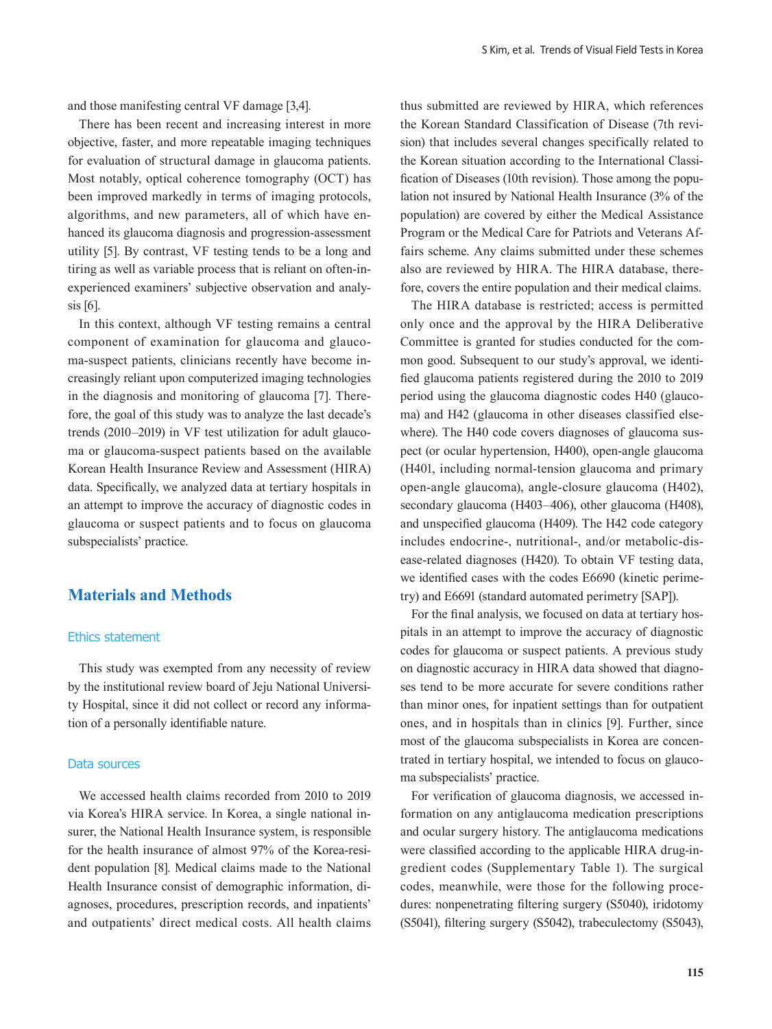and those manifesting central VF damage [3,4].

There has been recent and increasing interest in more objective, faster, and more repeatable imaging techniques for evaluation of structural damage in glaucoma patients. Most notably, optical coherence tomography (OCT) has been improved markedly in terms of imaging protocols, algorithms, and new parameters, all of which have enhanced its glaucoma diagnosis and progression-assessment utility [5]. By contrast, VF testing tends to be a long and tiring as well as variable process that is reliant on often-inexperienced examiners' subjective observation and analysis [6].

In this context, although VF testing remains a central component of examination for glaucoma and glaucoma-suspect patients, clinicians recently have become increasingly reliant upon computerized imaging technologies in the diagnosis and monitoring of glaucoma [7]. Therefore, the goal of this study was to analyze the last decade's trends (2010–2019) in VF test utilization for adult glaucoma or glaucoma-suspect patients based on the available Korean Health Insurance Review and Assessment (HIRA) data. Specifically, we analyzed data at tertiary hospitals in an attempt to improve the accuracy of diagnostic codes in glaucoma or suspect patients and to focus on glaucoma subspecialists' practice.

## Materials and Methods

### Ethics statement

This study was exempted from any necessity of review by the institutional review board of Jeju National University Hospital, since it did not collect or record any information of a personally identifiable nature.

### Data sources

We accessed health claims recorded from 2010 to 2019 via Korea's HIRA service. In Korea, a single national insurer, the National Health Insurance system, is responsible for the health insurance of almost 97% of the Korea-resident population [8]. Medical claims made to the National Health Insurance consist of demographic information, diagnoses, procedures, prescription records, and inpatients' and outpatients' direct medical costs. All health claims thus submitted are reviewed by HIRA, which references the Korean Standard Classification of Disease (7th revision) that includes several changes specifically related to the Korean situation according to the International Classification of Diseases (10th revision). Those among the population not insured by National Health Insurance (3% of the population) are covered by either the Medical Assistance Program or the Medical Care for Patriots and Veterans Affairs scheme. Any claims submitted under these schemes also are reviewed by HIRA. The HIRA database, therefore, covers the entire population and their medical claims.

The HIRA database is restricted; access is permitted only once and the approval by the HIRA Deliberative Committee is granted for studies conducted for the common good. Subsequent to our study's approval, we identified glaucoma patients registered during the 2010 to 2019 period using the glaucoma diagnostic codes H40 (glaucoma) and H42 (glaucoma in other diseases classified elsewhere). The H40 code covers diagnoses of glaucoma suspect (or ocular hypertension, H400), open-angle glaucoma (H401, including normal-tension glaucoma and primary open-angle glaucoma), angle-closure glaucoma (H402), secondary glaucoma (H403–406), other glaucoma (H408), and unspecified glaucoma (H409). The H42 code category includes endocrine-, nutritional-, and/or metabolic-disease-related diagnoses (H420). To obtain VF testing data, we identified cases with the codes E6690 (kinetic perimetry) and E6691 (standard automated perimetry [SAP]).

For the final analysis, we focused on data at tertiary hospitals in an attempt to improve the accuracy of diagnostic codes for glaucoma or suspect patients. A previous study on diagnostic accuracy in HIRA data showed that diagnoses tend to be more accurate for severe conditions rather than minor ones, for inpatient settings than for outpatient ones, and in hospitals than in clinics [9]. Further, since most of the glaucoma subspecialists in Korea are concentrated in tertiary hospital, we intended to focus on glaucoma subspecialists' practice.

For verification of glaucoma diagnosis, we accessed information on any antiglaucoma medication prescriptions and ocular surgery history. The antiglaucoma medications were classified according to the applicable HIRA drug-ingredient codes (Supplementary Table 1). The surgical codes, meanwhile, were those for the following procedures: nonpenetrating filtering surgery (S5040), iridotomy (S5041), filtering surgery (S5042), trabeculectomy (S5043),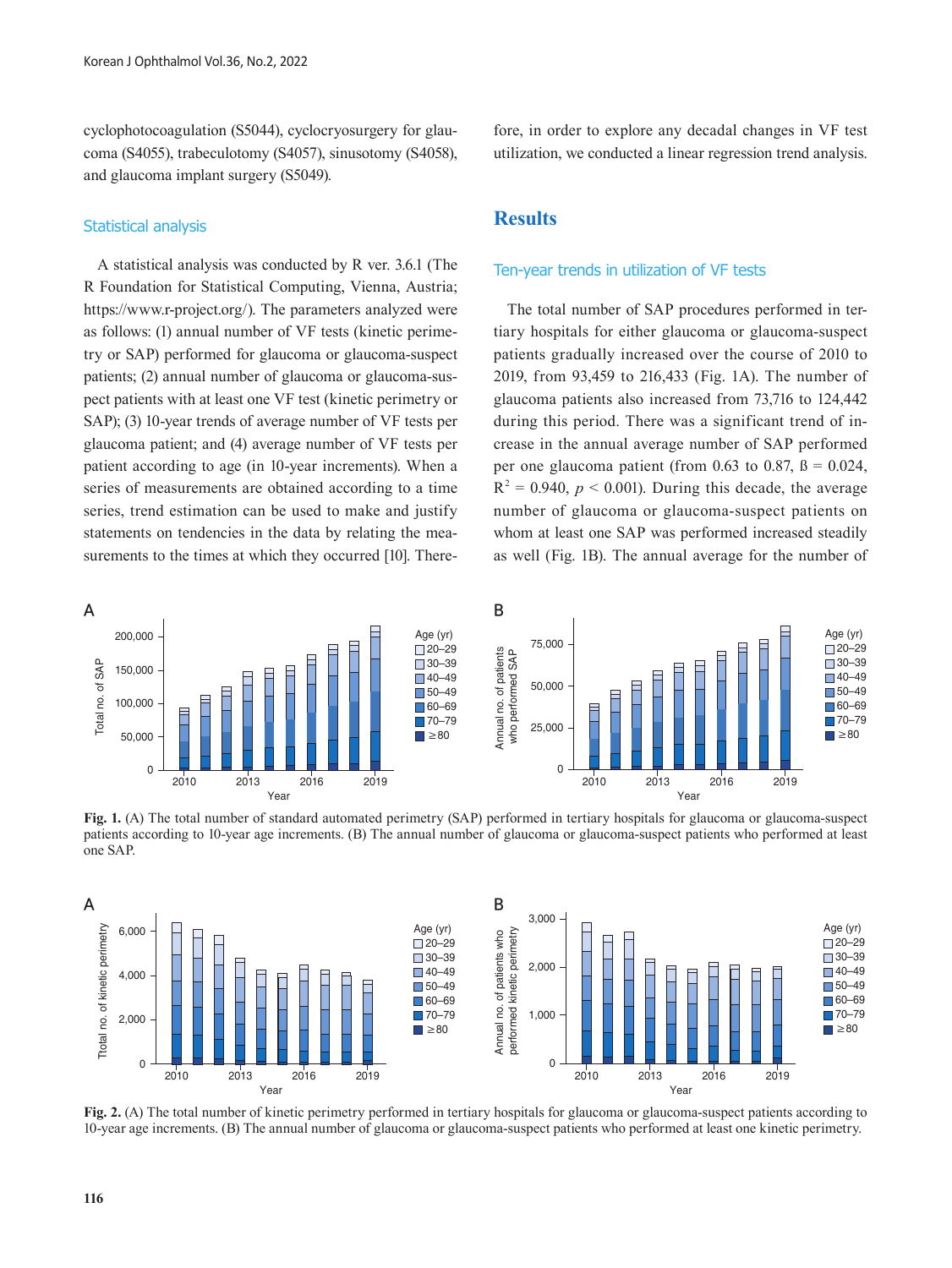cyclophotocoagulation (S5044), cyclocryosurgery for glaucoma (S4055), trabeculotomy (S4057), sinusotomy (S4058), and glaucoma implant surgery (S5049).

### Statistical analysis

A statistical analysis was conducted by R ver. 3.6.1 (The R Foundation for Statistical Computing, Vienna, Austria; https://www.r-project.org/). The parameters analyzed were as follows: (1) annual number of VF tests (kinetic perimetry or SAP) performed for glaucoma or glaucoma-suspect patients; (2) annual number of glaucoma or glaucoma-suspect patients with at least one VF test (kinetic perimetry or SAP); (3) 10-year trends of average number of VF tests per glaucoma patient; and (4) average number of VF tests per patient according to age (in 10-year increments). When a series of measurements are obtained according to a time series, trend estimation can be used to make and justify statements on tendencies in the data by relating the measurements to the times at which they occurred [10]. Therefore, in order to explore any decadal changes in VF test utilization, we conducted a linear regression trend analysis.

## Results

### Ten-year trends in utilization of VF tests

The total number of SAP procedures performed in tertiary hospitals for either glaucoma or glaucoma-suspect patients gradually increased over the course of 2010 to 2019, from 93,459 to 216,433 (Fig. 1A). The number of glaucoma patients also increased from 73,716 to 124,442 during this period. There was a significant trend of increase in the annual average number of SAP performed per one glaucoma patient (from 0.63 to 0.87, ß = 0.024, $R^2$ = 0.940, $p$ < 0.001). During this decade, the average number of glaucoma or glaucoma-suspect patients on whom at least one SAP was performed increased steadily as well (Fig. 1B). The annual average for the number of

**Fig. 1.** (A) The total number of standard automated perimetry (SAP) performed in tertiary hospitals for glaucoma or glaucoma-suspect patients according to 10-year age increments. (B) The annual number of glaucoma or glaucoma-suspect patients who performed at least one SAP.

**Fig. 2.** (A) The total number of kinetic perimetry performed in tertiary hospitals for glaucoma or glaucoma-suspect patients according to 10-year age increments. (B) The annual number of glaucoma or glaucoma-suspect patients who performed at least one kinetic perimetry.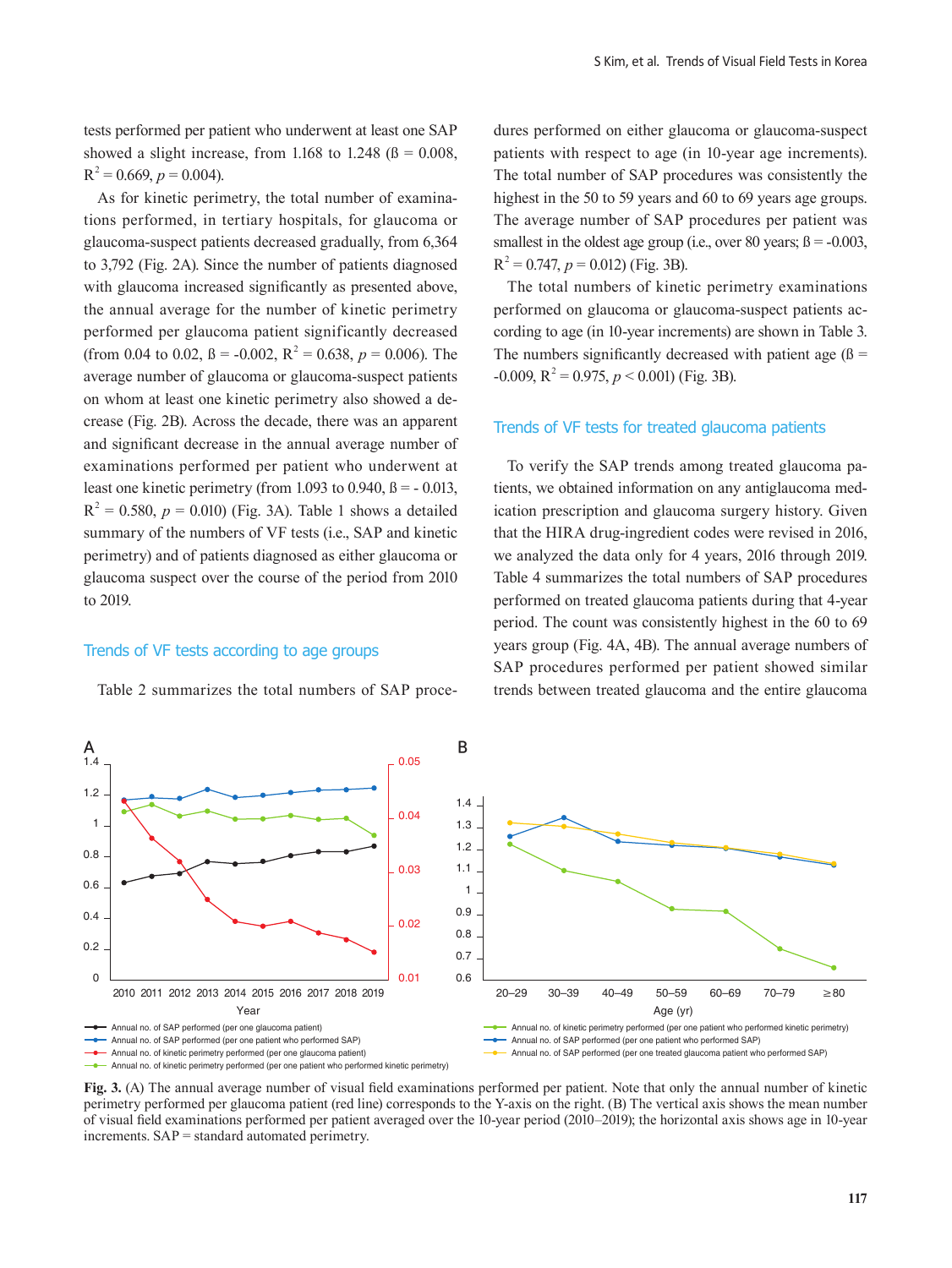tests performed per patient who underwent at least one SAP showed a slight increase, from 1.168 to 1.248 (ß = 0.008, $R^2 = 0.669$, $p = 0.004$).

As for kinetic perimetry, the total number of examinations performed, in tertiary hospitals, for glaucoma or glaucoma-suspect patients decreased gradually, from 6,364 to 3,792 (Fig. 2A). Since the number of patients diagnosed with glaucoma increased significantly as presented above, the annual average for the number of kinetic perimetry performed per glaucoma patient significantly decreased (from 0.04 to 0.02, ß = -0.002, $R^2 = 0.638$, $p = 0.006$). The average number of glaucoma or glaucoma-suspect patients on whom at least one kinetic perimetry also showed a decrease (Fig. 2B). Across the decade, there was an apparent and significant decrease in the annual average number of examinations performed per patient who underwent at least one kinetic perimetry (from 1.093 to 0.940, ß = - 0.013, $R^2 = 0.580$, $p = 0.010$) (Fig. 3A). Table 1 shows a detailed summary of the numbers of VF tests (i.e., SAP and kinetic perimetry) and of patients diagnosed as either glaucoma or glaucoma suspect over the course of the period from 2010 to 2019.

## Trends of VF tests according to age groups

Table 2 summarizes the total numbers of SAP procedures performed on either glaucoma or glaucoma-suspect patients with respect to age (in 10-year age increments). The total number of SAP procedures was consistently the highest in the 50 to 59 years and 60 to 69 years age groups. The average number of SAP procedures per patient was smallest in the oldest age group (i.e., over 80 years; ß = -0.003, $R^2 = 0.747$, $p = 0.012$) (Fig. 3B).

The total numbers of kinetic perimetry examinations performed on glaucoma or glaucoma-suspect patients according to age (in 10-year increments) are shown in Table 3. The numbers significantly decreased with patient age (ß = -0.009, $R^2 = 0.975$, $p < 0.001$) (Fig. 3B).

## Trends of VF tests for treated glaucoma patients

To verify the SAP trends among treated glaucoma patients, we obtained information on any antiglaucoma medication prescription and glaucoma surgery history. Given that the HIRA drug-ingredient codes were revised in 2016, we analyzed the data only for 4 years, 2016 through 2019. Table 4 summarizes the total numbers of SAP procedures performed on treated glaucoma patients during that 4-year period. The count was consistently highest in the 60 to 69 years group (Fig. 4A, 4B). The annual average numbers of SAP procedures performed per patient showed similar trends between treated glaucoma and the entire glaucoma

**Fig. 3.** (A) The annual average number of visual field examinations performed per patient. Note that only the annual number of kinetic perimetry performed per glaucoma patient (red line) corresponds to the Y-axis on the right. (B) The vertical axis shows the mean number of visual field examinations performed per patient averaged over the 10-year period (2010–2019); the horizontal axis shows age in 10-year increments. SAP = standard automated perimetry.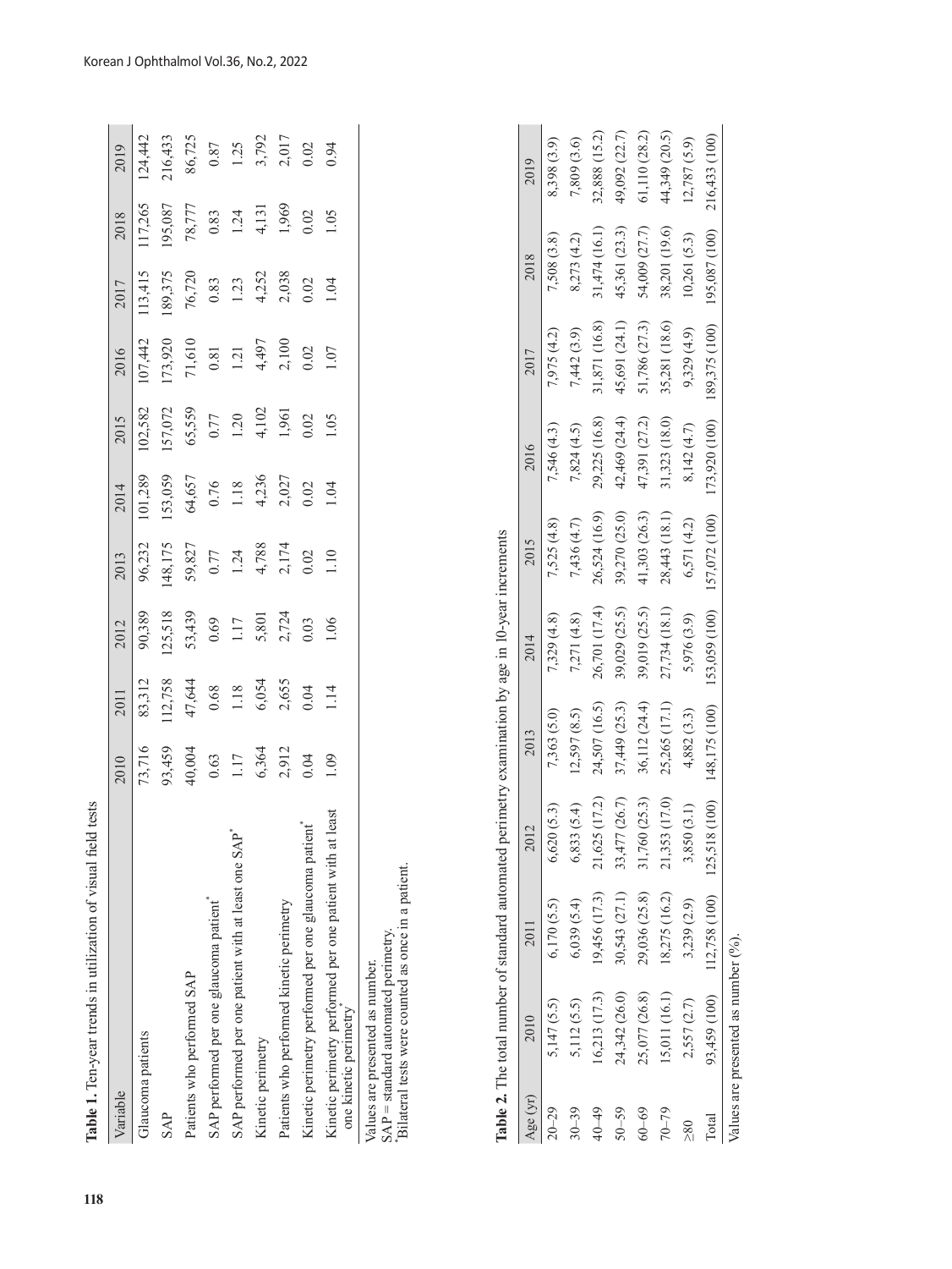**Table 1.** Ten-year trends in utilization of visual field tests

| Variable | 2010 | 2011 | 2012 | 2013 | 2014 | 2015 | 2016 | 2017 | 2018 | 2019 |
|---|---|---|---|---|---|---|---|---|---|---|
| Glaucoma patients | 73,716 | 83,312 | 90,389 | 96,232 | 101,289 | 102,582 | 107,442 | 113,415 | 117,265 | 124,442 |
| SAP | 93,459 | 112,758 | 125,518 | 148,175 | 153,059 | 157,072 | 173,920 | 189,375 | 195,087 | 216,433 |
| Patients who performed SAP | 40,004 | 47,644 | 53,439 | 59,827 | 64,657 | 65,559 | 71,610 | 76,720 | 78,777 | 86,725 |
| SAP performed per one glaucoma patient* | 0.63 | 0.68 | 0.69 | 0.77 | 0.76 | 0.77 | 0.81 | 0.83 | 0.83 | 0.87 |
| SAP performed per one patient with at least one SAP* | 1.17 | 1.18 | 1.17 | 1.24 | 1.18 | 1.20 | 1.21 | 1.23 | 1.24 | 1.25 |
| Kinetic perimetry | 6,364 | 6,054 | 5,801 | 4,788 | 4,236 | 4,102 | 4,497 | 4,252 | 4,131 | 3,792 |
| Patients who performed kinetic perimetry | 2,912 | 2,655 | 2,724 | 2,174 | 2,027 | 1,961 | 2,100 | 2,038 | 1,969 | 2,017 |
| Kinetic perimetry performed per one glaucoma patient* | 0.04 | 0.04 | 0.03 | 0.02 | 0.02 | 0.02 | 0.02 | 0.02 | 0.02 | 0.02 |
| Kinetic perimetry performed per one patient with at least one kinetic perimetry* | 1.09 | 1.14 | 1.06 | 1.10 | 1.04 | 1.05 | 1.07 | 1.04 | 1.05 | 0.94 |

Values are presented as number.
SAP = standard automated perimetry.
*Bilateral tests were counted as once in a patient.

**Table 2.** The total number of standard automated perimetry examination by age in 10-year increments

| Age (yr) | 2010 | 2011 | 2012 | 2013 | 2014 | 2015 | 2016 | 2017 | 2018 | 2019 |
|---|---|---|---|---|---|---|---|---|---|---|
| 20–29 | 5,147 (5.5) | 6,170 (5.5) | 6,620 (5.3) | 7,363 (5.0) | 7,329 (4.8) | 7,525 (4.8) | 7,546 (4.3) | 7,975 (4.2) | 7,508 (3.8) | 8,398 (3.9) |
| 30–39 | 5,112 (5.5) | 6,039 (5.4) | 6,833 (5.4) | 12,597 (8.5) | 7,271 (4.8) | 7,436 (4.7) | 7,824 (4.5) | 7,442 (3.9) | 8,273 (4.2) | 7,809 (3.6) |
| 40–49 | 16,213 (17.3) | 19,456 (17.3) | 21,625 (17.2) | 24,507 (16.5) | 26,701 (17.4) | 26,524 (16.9) | 29,225 (16.8) | 31,871 (16.8) | 31,474 (16.1) | 32,888 (15.2) |
| 50–59 | 24,342 (26.0) | 30,543 (27.1) | 33,477 (26.7) | 37,449 (25.3) | 39,029 (25.5) | 39,270 (25.0) | 42,469 (24.4) | 45,691 (24.1) | 45,361 (23.3) | 49,092 (22.7) |
| 60–69 | 25,077 (26.8) | 29,036 (25.8) | 31,760 (25.3) | 36,112 (24.4) | 39,019 (25.5) | 41,303 (26.3) | 47,391 (27.2) | 51,786 (27.3) | 54,009 (27.7) | 61,110 (28.2) |
| 70–79 | 15,011 (16.1) | 18,275 (16.2) | 21,353 (17.0) | 25,265 (17.1) | 27,734 (18.1) | 28,443 (18.1) | 31,323 (18.0) | 35,281 (18.6) | 38,201 (19.6) | 44,349 (20.5) |
| ≥80 | 2,557 (2.7) | 3,239 (2.9) | 3,850 (3.1) | 4,882 (3.3) | 5,976 (3.9) | 6,571 (4.2) | 8,142 (4.7) | 9,329 (4.9) | 10,261 (5.3) | 12,787 (5.9) |
| Total | 93,459 (100) | 112,758 (100) | 125,518 (100) | 148,175 (100) | 153,059 (100) | 157,072 (100) | 173,920 (100) | 189,375 (100) | 195,087 (100) | 216,433 (100) |

Values are presented as number (%).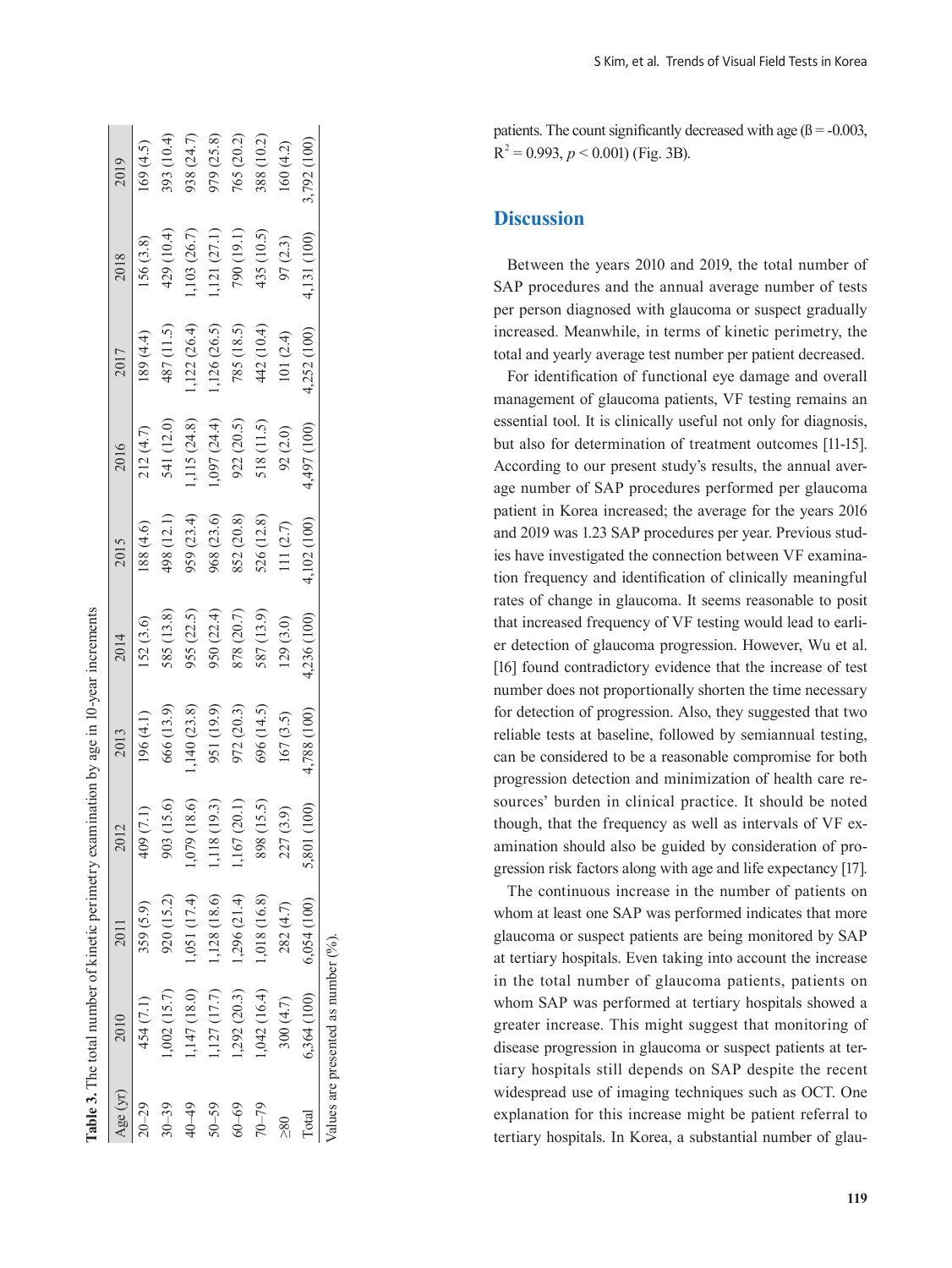**Table 3.** The total number of kinetic perimetry examination by age in 10-year increments

| Age (yr) | 2010 | 2011 | 2012 | 2013 | 2014 | 2015 | 2016 | 2017 | 2018 | 2019 |
|---|---|---|---|---|---|---|---|---|---|---|
| 20–29 | 454 (7.1) | 359 (5.9) | 409 (7.1) | 196 (4.1) | 152 (3.6) | 188 (4.6) | 212 (4.7) | 189 (4.4) | 156 (3.8) | 169 (4.5) |
| 30–39 | 1,002 (15.7) | 920 (15.2) | 903 (15.6) | 666 (13.9) | 585 (13.8) | 498 (12.1) | 541 (12.0) | 487 (11.5) | 429 (10.4) | 393 (10.4) |
| 40–49 | 1,147 (18.0) | 1,051 (17.4) | 1,079 (18.6) | 1,140 (23.8) | 955 (22.5) | 959 (23.4) | 1,115 (24.8) | 1,122 (26.4) | 1,103 (26.7) | 938 (24.7) |
| 50–59 | 1,127 (17.7) | 1,128 (18.6) | 1,118 (19.3) | 951 (19.9) | 950 (22.4) | 968 (23.6) | 1,097 (24.4) | 1,126 (26.5) | 1,121 (27.1) | 979 (25.8) |
| 60–69 | 1,292 (20.3) | 1,296 (21.4) | 1,167 (20.1) | 972 (20.3) | 878 (20.7) | 852 (20.8) | 922 (20.5) | 785 (18.5) | 790 (19.1) | 765 (20.2) |
| 70–79 | 1,042 (16.4) | 1,018 (16.8) | 898 (15.5) | 696 (14.5) | 587 (13.9) | 526 (12.8) | 518 (11.5) | 442 (10.4) | 435 (10.5) | 388 (10.2) |
| ≥80 | 300 (4.7) | 282 (4.7) | 227 (3.9) | 167 (3.5) | 129 (3.0) | 111 (2.7) | 92 (2.0) | 101 (2.4) | 97 (2.3) | 160 (4.2) |
| Total | 6,364 (100) | 6,054 (100) | 5,801 (100) | 4,788 (100) | 4,236 (100) | 4,102 (100) | 4,497 (100) | 4,252 (100) | 4,131 (100) | 3,792 (100) |

Values are presented as number (%).

patients. The count significantly decreased with age (ß = -0.003, $R^2$ = 0.993, $p < 0.001$) (Fig. 3B).

## Discussion

Between the years 2010 and 2019, the total number of SAP procedures and the annual average number of tests per person diagnosed with glaucoma or suspect gradually increased. Meanwhile, in terms of kinetic perimetry, the total and yearly average test number per patient decreased.

For identification of functional eye damage and overall management of glaucoma patients, VF testing remains an essential tool. It is clinically useful not only for diagnosis, but also for determination of treatment outcomes [11-15]. According to our present study's results, the annual average number of SAP procedures performed per glaucoma patient in Korea increased; the average for the years 2016 and 2019 was 1.23 SAP procedures per year. Previous studies have investigated the connection between VF examination frequency and identification of clinically meaningful rates of change in glaucoma. It seems reasonable to posit that increased frequency of VF testing would lead to earlier detection of glaucoma progression. However, Wu et al. [16] found contradictory evidence that the increase of test number does not proportionally shorten the time necessary for detection of progression. Also, they suggested that two reliable tests at baseline, followed by semiannual testing, can be considered to be a reasonable compromise for both progression detection and minimization of health care resources' burden in clinical practice. It should be noted though, that the frequency as well as intervals of VF examination should also be guided by consideration of progression risk factors along with age and life expectancy [17].

The continuous increase in the number of patients on whom at least one SAP was performed indicates that more glaucoma or suspect patients are being monitored by SAP at tertiary hospitals. Even taking into account the increase in the total number of glaucoma patients, patients on whom SAP was performed at tertiary hospitals showed a greater increase. This might suggest that monitoring of disease progression in glaucoma or suspect patients at tertiary hospitals still depends on SAP despite the recent widespread use of imaging techniques such as OCT. One explanation for this increase might be patient referral to tertiary hospitals. In Korea, a substantial number of glau-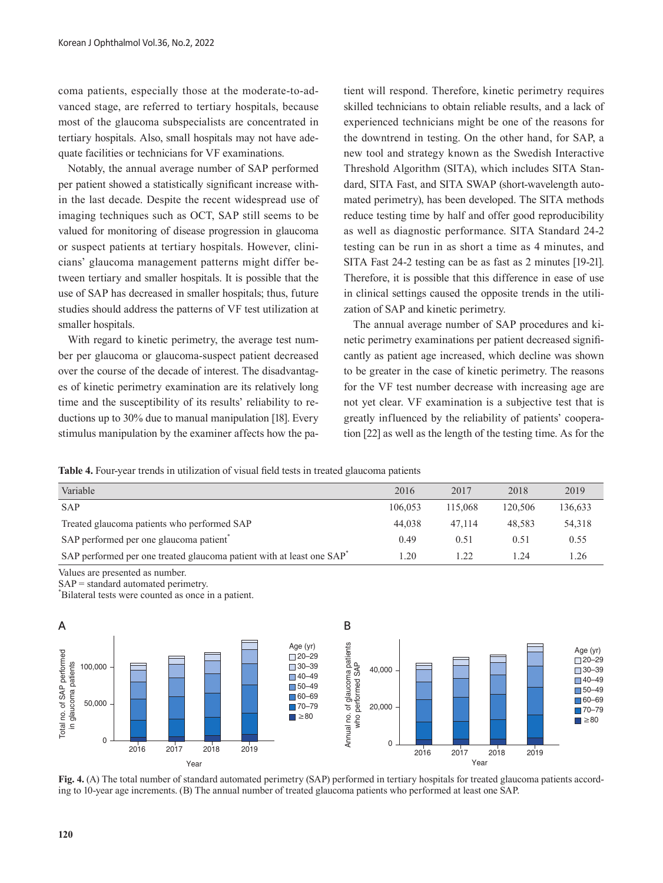coma patients, especially those at the moderate-to-advanced stage, are referred to tertiary hospitals, because most of the glaucoma subspecialists are concentrated in tertiary hospitals. Also, small hospitals may not have adequate facilities or technicians for VF examinations.

Notably, the annual average number of SAP performed per patient showed a statistically significant increase within the last decade. Despite the recent widespread use of imaging techniques such as OCT, SAP still seems to be valued for monitoring of disease progression in glaucoma or suspect patients at tertiary hospitals. However, clinicians' glaucoma management patterns might differ between tertiary and smaller hospitals. It is possible that the use of SAP has decreased in smaller hospitals; thus, future studies should address the patterns of VF test utilization at smaller hospitals.

With regard to kinetic perimetry, the average test number per glaucoma or glaucoma-suspect patient decreased over the course of the decade of interest. The disadvantages of kinetic perimetry examination are its relatively long time and the susceptibility of its results' reliability to reductions up to 30% due to manual manipulation [18]. Every stimulus manipulation by the examiner affects how the patient will respond. Therefore, kinetic perimetry requires skilled technicians to obtain reliable results, and a lack of experienced technicians might be one of the reasons for the downtrend in testing. On the other hand, for SAP, a new tool and strategy known as the Swedish Interactive Threshold Algorithm (SITA), which includes SITA Standard, SITA Fast, and SITA SWAP (short-wavelength automated perimetry), has been developed. The SITA methods reduce testing time by half and offer good reproducibility as well as diagnostic performance. SITA Standard 24-2 testing can be run in as short a time as 4 minutes, and SITA Fast 24-2 testing can be as fast as 2 minutes [19-21]. Therefore, it is possible that this difference in ease of use in clinical settings caused the opposite trends in the utilization of SAP and kinetic perimetry.

The annual average number of SAP procedures and kinetic perimetry examinations per patient decreased significantly as patient age increased, which decline was shown to be greater in the case of kinetic perimetry. The reasons for the VF test number decrease with increasing age are not yet clear. VF examination is a subjective test that is greatly influenced by the reliability of patients' cooperation [22] as well as the length of the testing time. As for the

**Table 4.** Four-year trends in utilization of visual field tests in treated glaucoma patients

| Variable | 2016 | 2017 | 2018 | 2019 |
|---|---|---|---|---|
| SAP | 106,053 | 115,068 | 120,506 | 136,633 |
| Treated glaucoma patients who performed SAP | 44,038 | 47,114 | 48,583 | 54,318 |
| SAP performed per one glaucoma patient* | 0.49 | 0.51 | 0.51 | 0.55 |
| SAP performed per one treated glaucoma patient with at least one SAP* | 1.20 | 1.22 | 1.24 | 1.26 |

Values are presented as number.

SAP = standard automated perimetry.

*Bilateral tests were counted as once in a patient.

**Fig. 4.** (A) The total number of standard automated perimetry (SAP) performed in tertiary hospitals for treated glaucoma patients according to 10-year age increments. (B) The annual number of treated glaucoma patients who performed at least one SAP.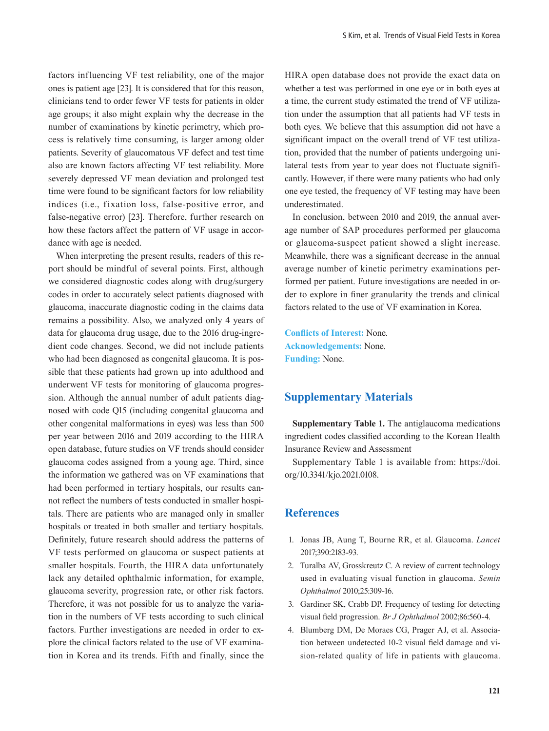factors influencing VF test reliability, one of the major ones is patient age [23]. It is considered that for this reason, clinicians tend to order fewer VF tests for patients in older age groups; it also might explain why the decrease in the number of examinations by kinetic perimetry, which process is relatively time consuming, is larger among older patients. Severity of glaucomatous VF defect and test time also are known factors affecting VF test reliability. More severely depressed VF mean deviation and prolonged test time were found to be significant factors for low reliability indices (i.e., fixation loss, false-positive error, and false-negative error) [23]. Therefore, further research on how these factors affect the pattern of VF usage in accordance with age is needed.

When interpreting the present results, readers of this report should be mindful of several points. First, although we considered diagnostic codes along with drug/surgery codes in order to accurately select patients diagnosed with glaucoma, inaccurate diagnostic coding in the claims data remains a possibility. Also, we analyzed only 4 years of data for glaucoma drug usage, due to the 2016 drug-ingredient code changes. Second, we did not include patients who had been diagnosed as congenital glaucoma. It is possible that these patients had grown up into adulthood and underwent VF tests for monitoring of glaucoma progression. Although the annual number of adult patients diagnosed with code Q15 (including congenital glaucoma and other congenital malformations in eyes) was less than 500 per year between 2016 and 2019 according to the HIRA open database, future studies on VF trends should consider glaucoma codes assigned from a young age. Third, since the information we gathered was on VF examinations that had been performed in tertiary hospitals, our results cannot reflect the numbers of tests conducted in smaller hospitals. There are patients who are managed only in smaller hospitals or treated in both smaller and tertiary hospitals. Definitely, future research should address the patterns of VF tests performed on glaucoma or suspect patients at smaller hospitals. Fourth, the HIRA data unfortunately lack any detailed ophthalmic information, for example, glaucoma severity, progression rate, or other risk factors. Therefore, it was not possible for us to analyze the variation in the numbers of VF tests according to such clinical factors. Further investigations are needed in order to explore the clinical factors related to the use of VF examination in Korea and its trends. Fifth and finally, since the HIRA open database does not provide the exact data on whether a test was performed in one eye or in both eyes at a time, the current study estimated the trend of VF utilization under the assumption that all patients had VF tests in both eyes. We believe that this assumption did not have a significant impact on the overall trend of VF test utilization, provided that the number of patients undergoing unilateral tests from year to year does not fluctuate significantly. However, if there were many patients who had only one eye tested, the frequency of VF testing may have been underestimated.

In conclusion, between 2010 and 2019, the annual average number of SAP procedures performed per glaucoma or glaucoma-suspect patient showed a slight increase. Meanwhile, there was a significant decrease in the annual average number of kinetic perimetry examinations performed per patient. Future investigations are needed in order to explore in finer granularity the trends and clinical factors related to the use of VF examination in Korea.

**Conflicts of Interest:** None.
**Acknowledgements:** None.
**Funding:** None.

## Supplementary Materials

**Supplementary Table 1.** The antiglaucoma medications ingredient codes classified according to the Korean Health Insurance Review and Assessment

Supplementary Table 1 is available from: https://doi.org/10.3341/kjo.2021.0108.

## References

1. Jonas JB, Aung T, Bourne RR, et al. Glaucoma. *Lancet* 2017;390:2183-93.
2. Turalba AV, Grosskreutz C. A review of current technology used in evaluating visual function in glaucoma. *Semin Ophthalmol* 2010;25:309-16.
3. Gardiner SK, Crabb DP. Frequency of testing for detecting visual field progression. *Br J Ophthalmol* 2002;86:560-4.
4. Blumberg DM, De Moraes CG, Prager AJ, et al. Association between undetected 10-2 visual field damage and vision-related quality of life in patients with glaucoma.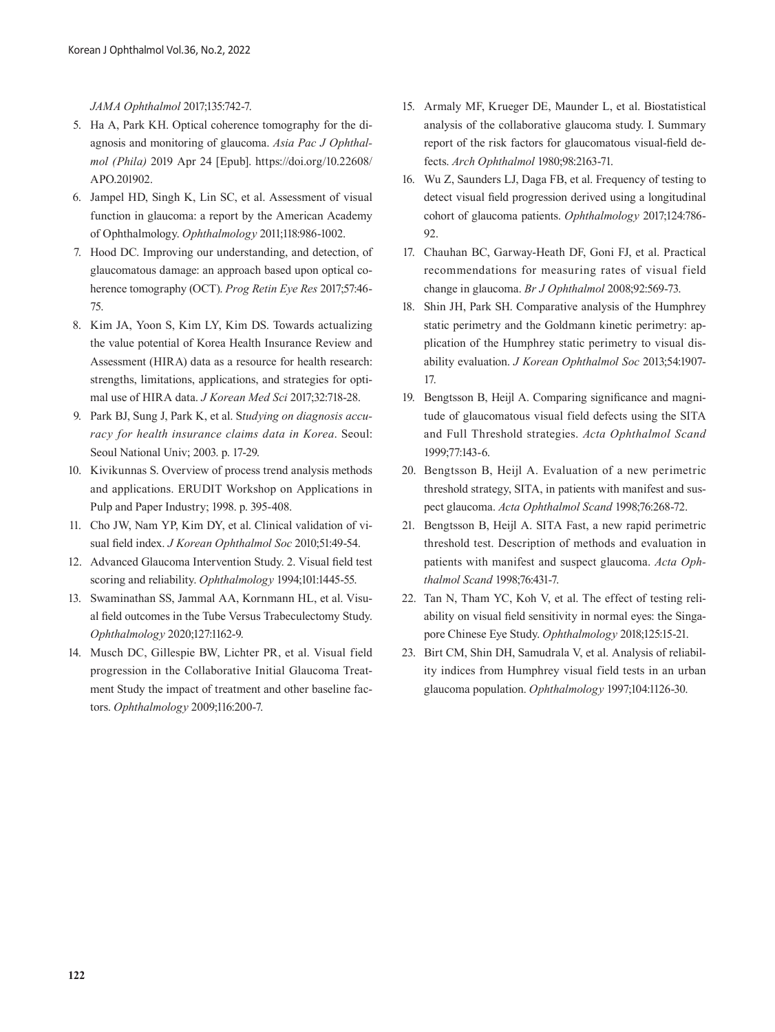*JAMA Ophthalmol* 2017;135:742-7.

5. Ha A, Park KH. Optical coherence tomography for the diagnosis and monitoring of glaucoma. *Asia Pac J Ophthalmol (Phila)* 2019 Apr 24 [Epub]. https://doi.org/10.22608/APO.201902.
6. Jampel HD, Singh K, Lin SC, et al. Assessment of visual function in glaucoma: a report by the American Academy of Ophthalmology. *Ophthalmology* 2011;118:986-1002.
7. Hood DC. Improving our understanding, and detection, of glaucomatous damage: an approach based upon optical coherence tomography (OCT). *Prog Retin Eye Res* 2017;57:46-75.
8. Kim JA, Yoon S, Kim LY, Kim DS. Towards actualizing the value potential of Korea Health Insurance Review and Assessment (HIRA) data as a resource for health research: strengths, limitations, applications, and strategies for optimal use of HIRA data. *J Korean Med Sci* 2017;32:718-28.
9. Park BJ, Sung J, Park K, et al. S*tudying on diagnosis accuracy for health insurance claims data in Korea*. Seoul: Seoul National Univ; 2003. p. 17-29.
10. Kivikunnas S. Overview of process trend analysis methods and applications. ERUDIT Workshop on Applications in Pulp and Paper Industry; 1998. p. 395-408.
11. Cho JW, Nam YP, Kim DY, et al. Clinical validation of visual field index. *J Korean Ophthalmol Soc* 2010;51:49-54.
12. Advanced Glaucoma Intervention Study. 2. Visual field test scoring and reliability. *Ophthalmology* 1994;101:1445-55.
13. Swaminathan SS, Jammal AA, Kornmann HL, et al. Visual field outcomes in the Tube Versus Trabeculectomy Study. *Ophthalmology* 2020;127:1162-9.
14. Musch DC, Gillespie BW, Lichter PR, et al. Visual field progression in the Collaborative Initial Glaucoma Treatment Study the impact of treatment and other baseline factors. *Ophthalmology* 2009;116:200-7.
15. Armaly MF, Krueger DE, Maunder L, et al. Biostatistical analysis of the collaborative glaucoma study. I. Summary report of the risk factors for glaucomatous visual-field defects. *Arch Ophthalmol* 1980;98:2163-71.
16. Wu Z, Saunders LJ, Daga FB, et al. Frequency of testing to detect visual field progression derived using a longitudinal cohort of glaucoma patients. *Ophthalmology* 2017;124:786-92.
17. Chauhan BC, Garway-Heath DF, Goni FJ, et al. Practical recommendations for measuring rates of visual field change in glaucoma. *Br J Ophthalmol* 2008;92:569-73.
18. Shin JH, Park SH. Comparative analysis of the Humphrey static perimetry and the Goldmann kinetic perimetry: application of the Humphrey static perimetry to visual disability evaluation. *J Korean Ophthalmol Soc* 2013;54:1907-17.
19. Bengtsson B, Heijl A. Comparing significance and magnitude of glaucomatous visual field defects using the SITA and Full Threshold strategies. *Acta Ophthalmol Scand* 1999;77:143-6.
20. Bengtsson B, Heijl A. Evaluation of a new perimetric threshold strategy, SITA, in patients with manifest and suspect glaucoma. *Acta Ophthalmol Scand* 1998;76:268-72.
21. Bengtsson B, Heijl A. SITA Fast, a new rapid perimetric threshold test. Description of methods and evaluation in patients with manifest and suspect glaucoma. *Acta Ophthalmol Scand* 1998;76:431-7.
22. Tan N, Tham YC, Koh V, et al. The effect of testing reliability on visual field sensitivity in normal eyes: the Singapore Chinese Eye Study. *Ophthalmology* 2018;125:15-21.
23. Birt CM, Shin DH, Samudrala V, et al. Analysis of reliability indices from Humphrey visual field tests in an urban glaucoma population. *Ophthalmology* 1997;104:1126-30.